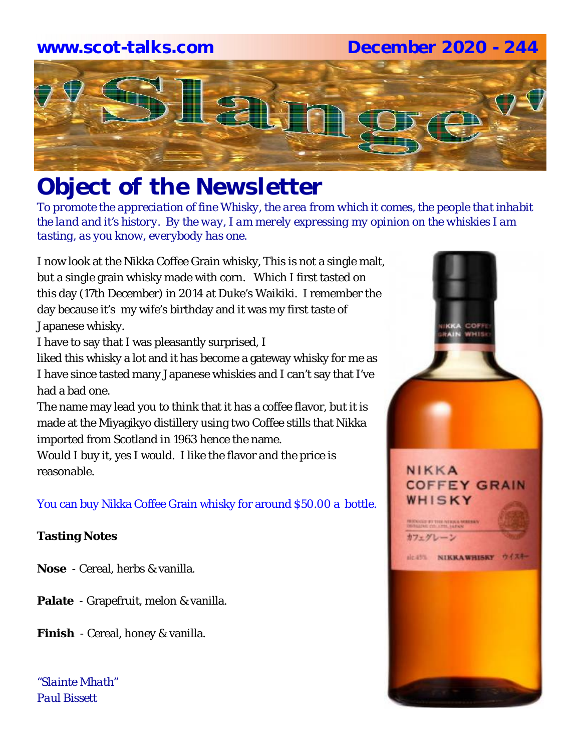www.scot-talks.com December 2020 - 244

# "Slange"

## Object of the Newsletter

*To promote the appreciation of fine Whisky, the area from which it comes, the people that inhabit the land and it's history. By the way, I am merely expressing my opinion on the whiskies I am tasting, as you know, everybody has one.*

I now look at the Nikka Coffee Grain whisky, This is not a single malt, but a single grain whisky made with corn. Which I first tasted on this day (17th December) in 2014 at Duke's Waikiki. I remember the day because it's my wife's birthday and it was my first taste of Japanese whisky.

I have to say that I was pleasantly surprised, I liked this whisky a lot and it has become a gateway whisky for me as I have since tasted many Japanese whiskies and I can't say that I've had a bad one.

The name may lead you to think that it has a coffee flavor, but it is made at the Miyagikyo distillery using two Coffee stills that Nikka imported from Scotland in 1963 hence the name.

Would I buy it, yes I would. I like the flavor and the price is reasonable.

You can buy Nikka Coffee Grain whisky for around $50.00 a bottle.

**Tasting Notes**

**Nose** - Cereal, herbs & vanilla.

**Palate** - Grapefruit, melon & vanilla.

**Finish** - Cereal, honey & vanilla.

*"Slainte Mhath"*
*Paul Bissett*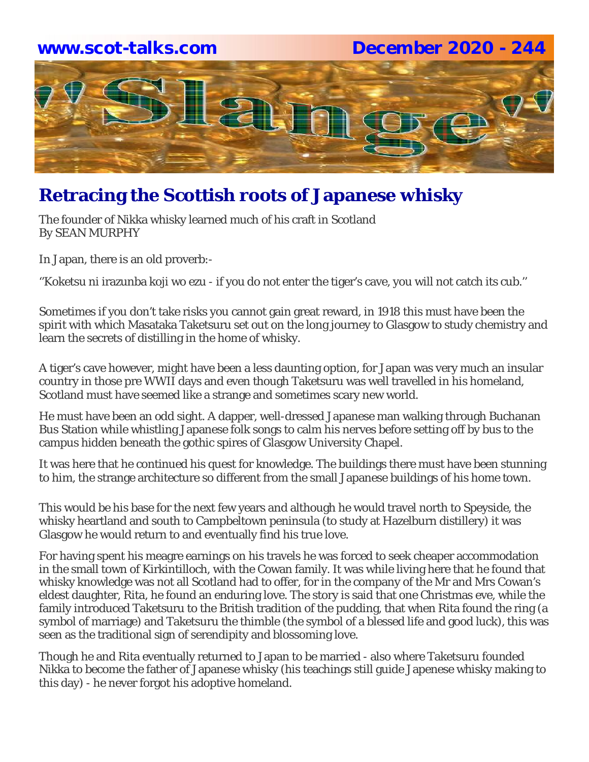# Retracing the Scottish roots of Japanese whisky

The founder of Nikka whisky learned much of his craft in Scotland
By SEAN MURPHY

In Japan, there is an old proverb:-

''Koketsu ni irazunba koji wo ezu - if you do not enter the tiger's cave, you will not catch its cub.''

Sometimes if you don't take risks you cannot gain great reward, in 1918 this must have been the spirit with which Masataka Taketsuru set out on the long journey to Glasgow to study chemistry and learn the secrets of distilling in the home of whisky.

A tiger's cave however, might have been a less daunting option, for Japan was very much an insular country in those pre WWII days and even though Taketsuru was well travelled in his homeland, Scotland must have seemed like a strange and sometimes scary new world.

He must have been an odd sight. A dapper, well-dressed Japanese man walking through Buchanan Bus Station while whistling Japanese folk songs to calm his nerves before setting off by bus to the campus hidden beneath the gothic spires of Glasgow University Chapel.

It was here that he continued his quest for knowledge. The buildings there must have been stunning to him, the strange architecture so different from the small Japanese buildings of his home town.

This would be his base for the next few years and although he would travel north to Speyside, the whisky heartland and south to Campbeltown peninsula (to study at Hazelburn distillery) it was Glasgow he would return to and eventually find his true love.

For having spent his meagre earnings on his travels he was forced to seek cheaper accommodation in the small town of Kirkintilloch, with the Cowan family. It was while living here that he found that whisky knowledge was not all Scotland had to offer, for in the company of the Mr and Mrs Cowan's eldest daughter, Rita, he found an enduring love. The story is said that one Christmas eve, while the family introduced Taketsuru to the British tradition of the pudding, that when Rita found the ring (a symbol of marriage) and Taketsuru the thimble (the symbol of a blessed life and good luck), this was seen as the traditional sign of serendipity and blossoming love.

Though he and Rita eventually returned to Japan to be married - also where Taketsuru founded Nikka to become the father of Japanese whisky (his teachings still guide Japenese whisky making to this day) - he never forgot his adoptive homeland.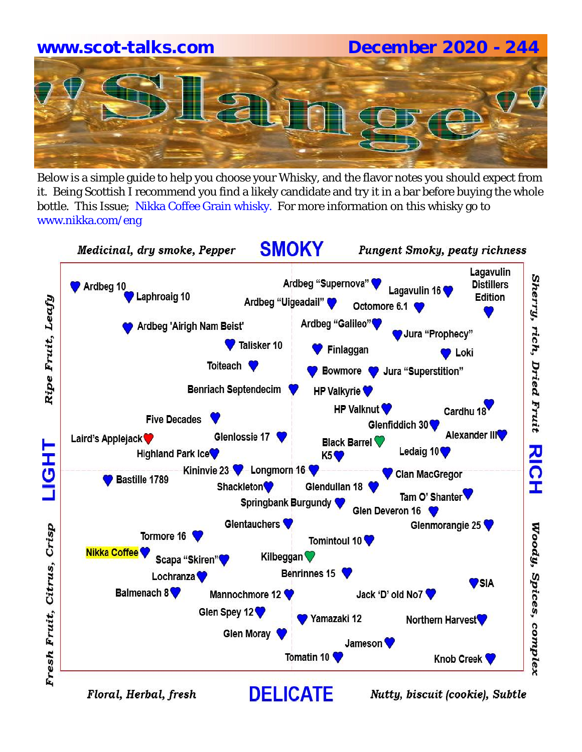**www.scot-talks.com** **December 2020 - 244**

# "Slange"

Below is a simple guide to help you choose your Whisky, and the flavor notes you should expect from it. Being Scottish I recommend you find a likely candidate and try it in a bar before buying the whole bottle. This Issue; Nikka Coffee Grain whisky. For more information on this whisky go to www.nikka.com/eng

*Medicinal, dry smoke, Pepper* **SMOKY** *Pungent Smoky, peaty richness*

**LIGHT** — *Ripe Fruit, Leafy* / *Fresh Fruit, Citrus, Crisp*

**RICH** — *Sherry, rich, Dried Fruit* / *Woody, Spices, complex*

*Floral, Herbal, fresh* **DELICATE** *Nutty, biscuit (cookie), Subtle*

Ardbeg 10
Laphroaig 10
Ardbeg "Supernova"
Ardbeg "Uigeadail"
Lagavulin 16
Octomore 6.1
Lagavulin Distillers Edition
Ardbeg 'Airigh Nam Beist'
Ardbeg "Galileo"
Jura "Prophecy"
Talisker 10
Finlaggan
Loki
Toiteach
Bowmore
Jura "Superstition"
Benriach Septendecim
HP Valkyrie
HP Valknut
Cardhu 18
Five Decades
Glenfiddich 30
Laird's Applejack
Glenlossie 17
Black Barrel
Alexander III
Highland Park Ice
K5
Ledaig 10
Kininvie 23
Longmorn 16
Clan MacGregor
Bastille 1789
Shackleton
Glendullan 18
Tam O' Shanter
Springbank Burgundy
Glen Deveron 16
Glentauchers
Glenmorangie 25
Tormore 16
Tomintoul 10
Nikka Coffee
Scapa "Skiren"
Kilbeggan
Lochranza
Benrinnes 15
SIA
Balmenach 8
Mannochmore 12
Jack 'D' old No7
Glen Spey 12
Yamazaki 12
Northern Harvest
Glen Moray
Jameson
Tomatin 10
Knob Creek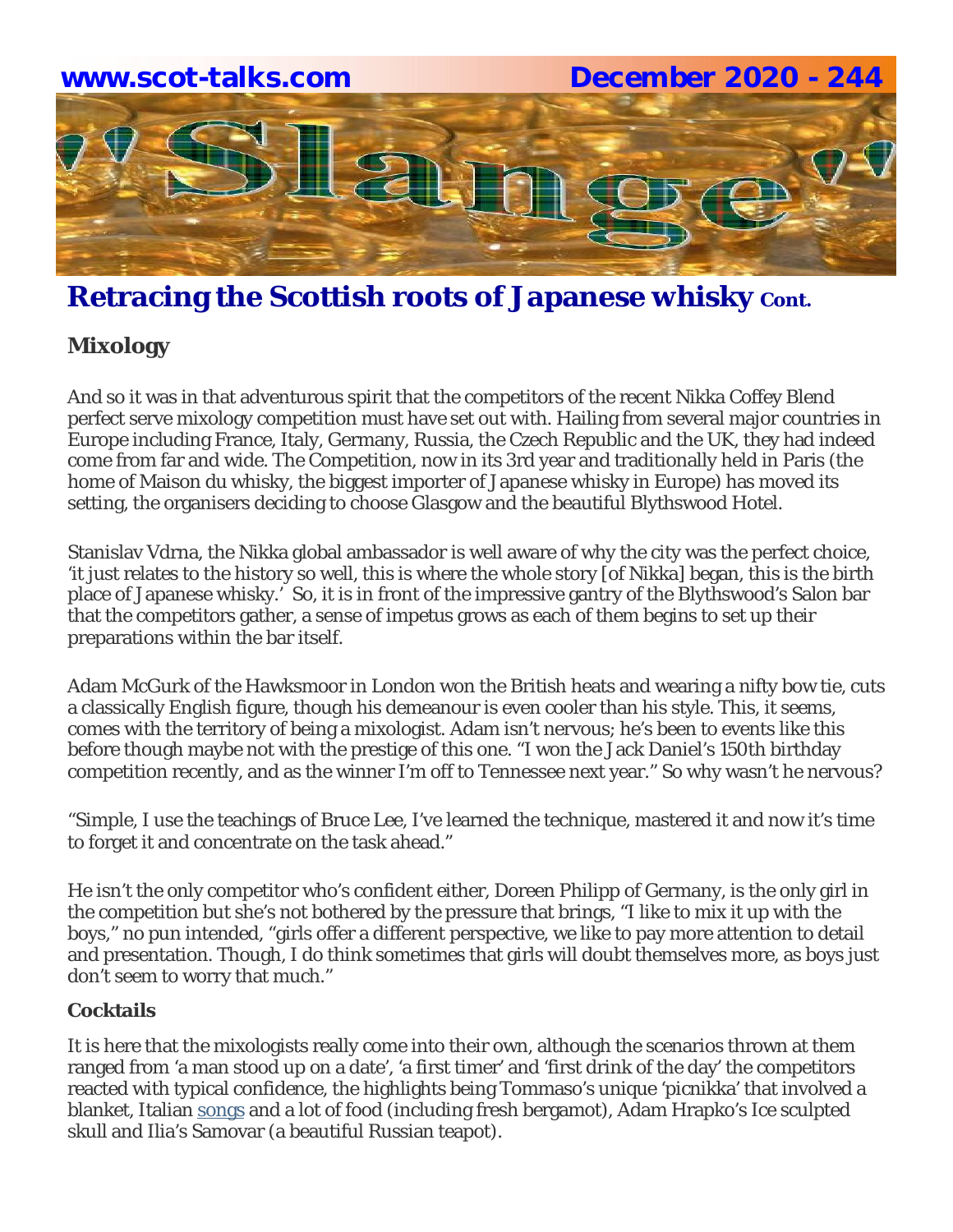## Retracing the Scottish roots of Japanese whisky Cont.

### Mixology

And so it was in that adventurous spirit that the competitors of the recent Nikka Coffey Blend perfect serve mixology competition must have set out with. Hailing from several major countries in Europe including France, Italy, Germany, Russia, the Czech Republic and the UK, they had indeed come from far and wide. The Competition, now in its 3rd year and traditionally held in Paris (the home of Maison du whisky, the biggest importer of Japanese whisky in Europe) has moved its setting, the organisers deciding to choose Glasgow and the beautiful Blythswood Hotel.

Stanislav Vdrna, the Nikka global ambassador is well aware of why the city was the perfect choice, 'it just relates to the history so well, this is where the whole story [of Nikka] began, this is the birth place of Japanese whisky.' So, it is in front of the impressive gantry of the Blythswood's Salon bar that the competitors gather, a sense of impetus grows as each of them begins to set up their preparations within the bar itself.

Adam McGurk of the Hawksmoor in London won the British heats and wearing a nifty bow tie, cuts a classically English figure, though his demeanour is even cooler than his style. This, it seems, comes with the territory of being a mixologist. Adam isn't nervous; he's been to events like this before though maybe not with the prestige of this one. "I won the Jack Daniel's 150th birthday competition recently, and as the winner I'm off to Tennessee next year." So why wasn't he nervous?

"Simple, I use the teachings of Bruce Lee, I've learned the technique, mastered it and now it's time to forget it and concentrate on the task ahead."

He isn't the only competitor who's confident either, Doreen Philipp of Germany, is the only girl in the competition but she's not bothered by the pressure that brings, "I like to mix it up with the boys," no pun intended, "girls offer a different perspective, we like to pay more attention to detail and presentation. Though, I do think sometimes that girls will doubt themselves more, as boys just don't seem to worry that much."

#### Cocktails

It is here that the mixologists really come into their own, although the scenarios thrown at them ranged from 'a man stood up on a date', 'a first timer' and 'first drink of the day' the competitors reacted with typical confidence, the highlights being Tommaso's unique 'picnikka' that involved a blanket, Italian songs and a lot of food (including fresh bergamot), Adam Hrapko's Ice sculpted skull and Ilia's Samovar (a beautiful Russian teapot).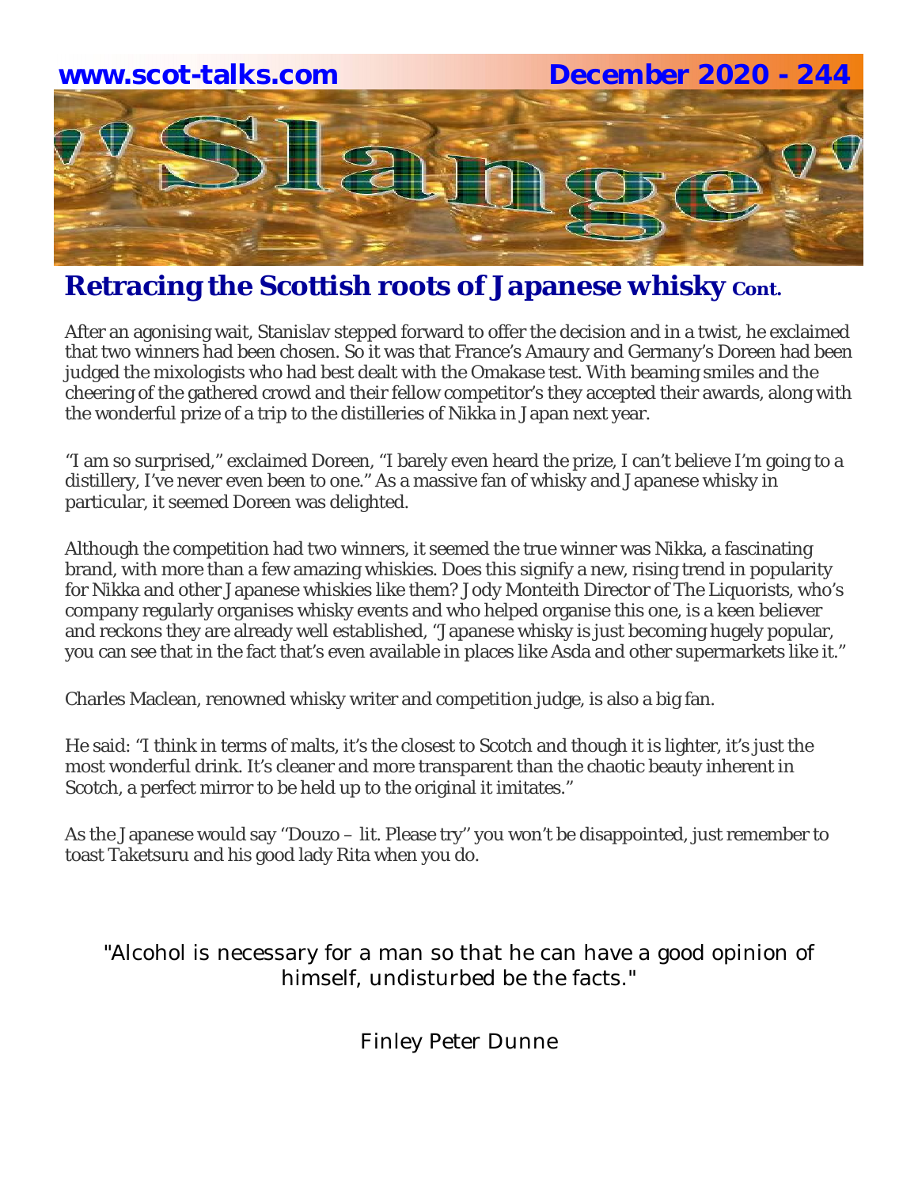## Retracing the Scottish roots of Japanese whisky Cont.

After an agonising wait, Stanislav stepped forward to offer the decision and in a twist, he exclaimed that two winners had been chosen. So it was that France's Amaury and Germany's Doreen had been judged the mixologists who had best dealt with the Omakase test. With beaming smiles and the cheering of the gathered crowd and their fellow competitor's they accepted their awards, along with the wonderful prize of a trip to the distilleries of Nikka in Japan next year.

"I am so surprised," exclaimed Doreen, "I barely even heard the prize, I can't believe I'm going to a distillery, I've never even been to one." As a massive fan of whisky and Japanese whisky in particular, it seemed Doreen was delighted.

Although the competition had two winners, it seemed the true winner was Nikka, a fascinating brand, with more than a few amazing whiskies. Does this signify a new, rising trend in popularity for Nikka and other Japanese whiskies like them? Jody Monteith Director of The Liquorists, who's company regularly organises whisky events and who helped organise this one, is a keen believer and reckons they are already well established, "Japanese whisky is just becoming hugely popular, you can see that in the fact that's even available in places like Asda and other supermarkets like it."

Charles Maclean, renowned whisky writer and competition judge, is also a big fan.

He said: "I think in terms of malts, it's the closest to Scotch and though it is lighter, it's just the most wonderful drink. It's cleaner and more transparent than the chaotic beauty inherent in Scotch, a perfect mirror to be held up to the original it imitates."

As the Japanese would say "Douzo – lit. Please try" you won't be disappointed, just remember to toast Taketsuru and his good lady Rita when you do.

"Alcohol is necessary for a man so that he can have a good opinion of himself, undisturbed be the facts."

Finley Peter Dunne